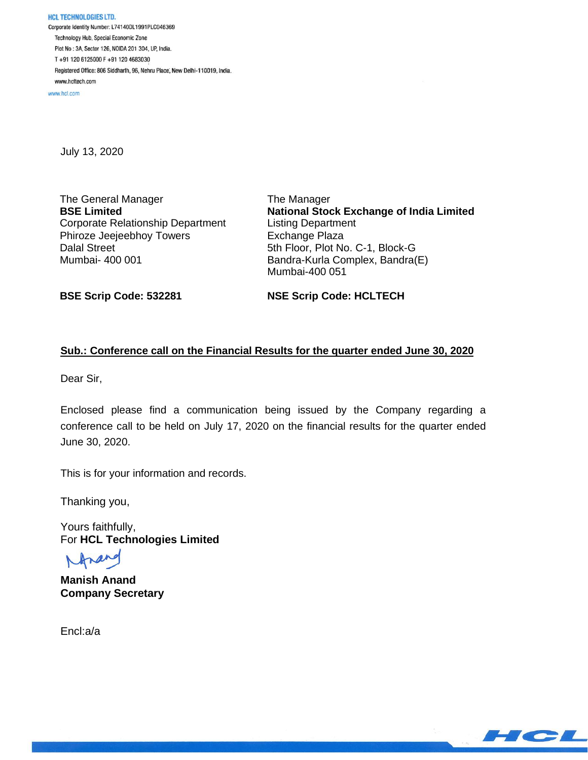**HCL TECHNOLOGIES LTD.**
Corporate Identity Number: L74140DL1991PLC046369
Technology Hub, Special Economic Zone
Plot No : 3A, Sector 126, NOIDA 201 304, UP, India.
T +91 120 6125000 F +91 120 4683030
Registered Office: 806 Siddharth, 96, Nehru Place, New Delhi-110019, India.
www.hcltech.com
www.hcl.com

July 13, 2020

The General Manager
**BSE Limited**
Corporate Relationship Department
Phiroze Jeejeebhoy Towers
Dalal Street
Mumbai- 400 001

**BSE Scrip Code: 532281**

The Manager
**National Stock Exchange of India Limited**
Listing Department
Exchange Plaza
5th Floor, Plot No. C-1, Block-G
Bandra-Kurla Complex, Bandra(E)
Mumbai-400 051

**NSE Scrip Code: HCLTECH**

**Sub.: Conference call on the Financial Results for the quarter ended June 30, 2020**

Dear Sir,

Enclosed please find a communication being issued by the Company regarding a conference call to be held on July 17, 2020 on the financial results for the quarter ended June 30, 2020.

This is for your information and records.

Thanking you,

Yours faithfully,
For **HCL Technologies Limited**

**Manish Anand**
**Company Secretary**

Encl:a/a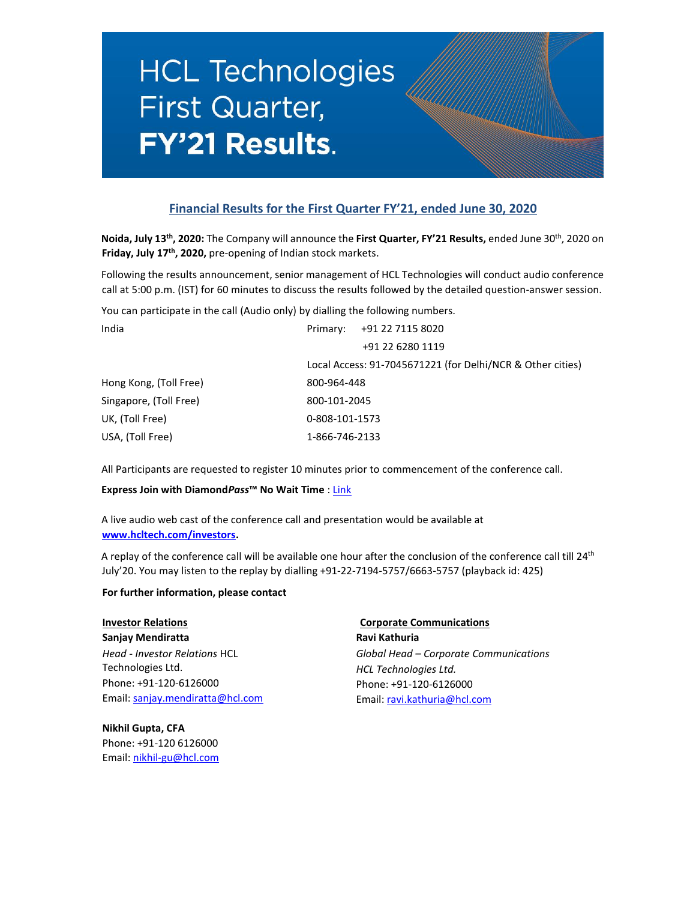# HCL Technologies First Quarter, FY'21 Results.

## Financial Results for the First Quarter FY'21, ended June 30, 2020

**Noida, July 13th, 2020:** The Company will announce the **First Quarter, FY'21 Results,** ended June 30th, 2020 on **Friday, July 17th, 2020,** pre-opening of Indian stock markets.

Following the results announcement, senior management of HCL Technologies will conduct audio conference call at 5:00 p.m. (IST) for 60 minutes to discuss the results followed by the detailed question-answer session.

You can participate in the call (Audio only) by dialling the following numbers.

| | |
|---|---|
| India | Primary: +91 22 7115 8020 |
| | +91 22 6280 1119 |
| | Local Access: 91-7045671221 (for Delhi/NCR & Other cities) |
| Hong Kong, (Toll Free) | 800-964-448 |
| Singapore, (Toll Free) | 800-101-2045 |
| UK, (Toll Free) | 0-808-101-1573 |
| USA, (Toll Free) | 1-866-746-2133 |

All Participants are requested to register 10 minutes prior to commencement of the conference call.

**Express Join with Diamond*Pass*™ No Wait Time** : Link

A live audio web cast of the conference call and presentation would be available at **www.hcltech.com/investors.**

A replay of the conference call will be available one hour after the conclusion of the conference call till 24th July'20. You may listen to the replay by dialling +91-22-7194-5757/6663-5757 (playback id: 425)

**For further information, please contact**

**Investor Relations**
**Sanjay Mendiratta**
*Head - Investor Relations* HCL Technologies Ltd.
Phone: +91-120-6126000
Email: sanjay.mendiratta@hcl.com

**Nikhil Gupta, CFA**
Phone: +91-120 6126000
Email: nikhil-gu@hcl.com

**Corporate Communications**
**Ravi Kathuria**
*Global Head – Corporate Communications*
*HCL Technologies Ltd.*
Phone: +91-120-6126000
Email: ravi.kathuria@hcl.com